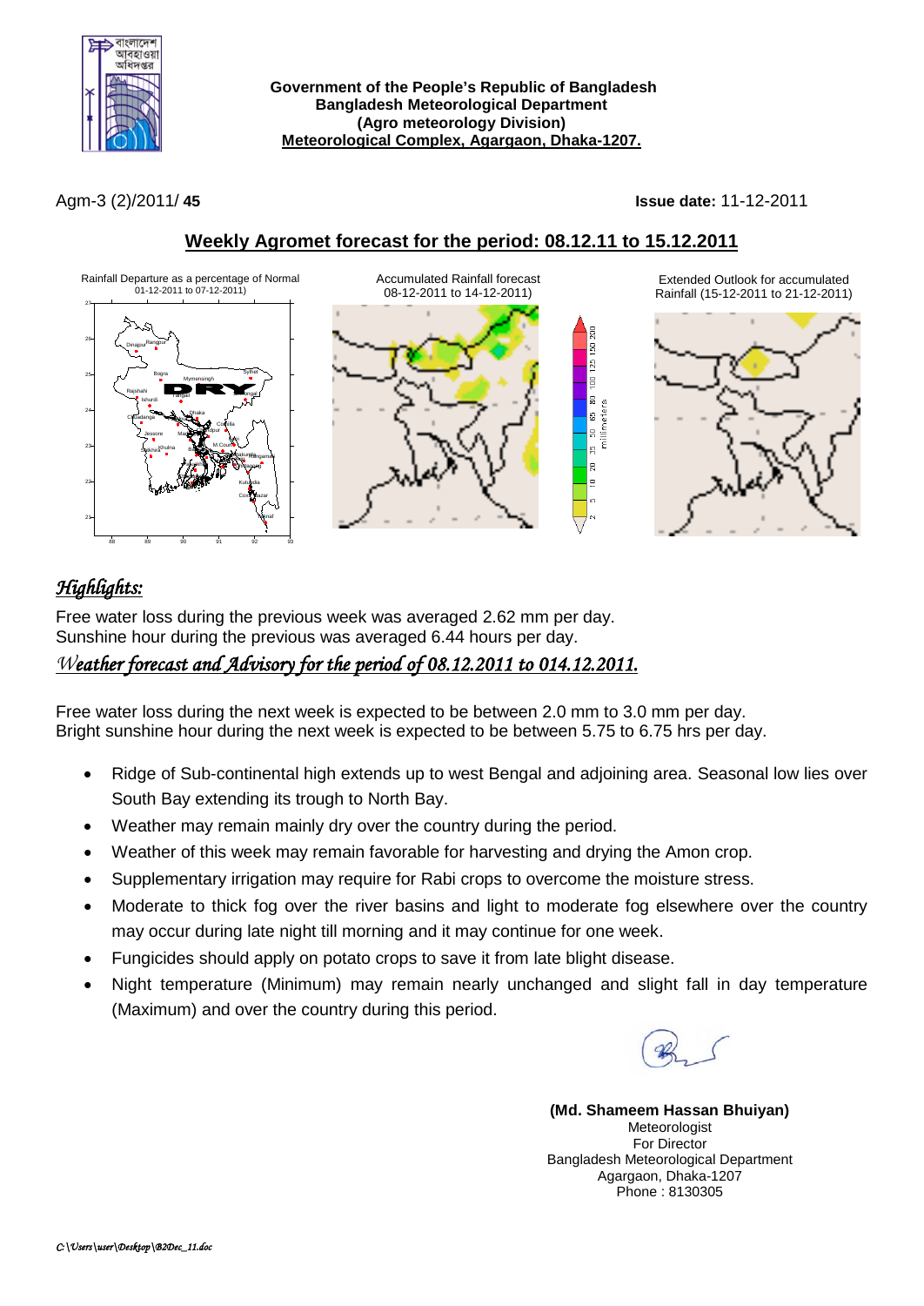**Government of the People's Republic of Bangladesh**
**Bangladesh Meteorological Department**
**(Agro meteorology Division)**
**Meteorological Complex, Agargaon, Dhaka-1207.**

Agm-3 (2)/2011/ **45**

**Issue date:** 11-12-2011

## Weekly Agromet forecast for the period: 08.12.11 to 15.12.2011

Rainfall Departure as a percentage of Normal
01-12-2011 to 07-12-2011)

DRY

Accumulated Rainfall forecast
08-12-2011 to 14-12-2011)

millimeters
2 5 10 20 35 50 65 80 100 125 150 200

Extended Outlook for accumulated Rainfall (15-12-2011 to 21-12-2011)

## *Highlights:*

Free water loss during the previous week was averaged 2.62 mm per day.
Sunshine hour during the previous week was averaged 6.44 hours per day.

### *Weather forecast and Advisory for the period of 08.12.2011 to 014.12.2011.*

Free water loss during the next week is expected to be between 2.0 mm to 3.0 mm per day.
Bright sunshine hour during the next week is expected to be between 5.75 to 6.75 hrs per day.

- Ridge of Sub-continental high extends up to west Bengal and adjoining area. Seasonal low lies over South Bay extending its trough to North Bay.
- Weather may remain mainly dry over the country during the period.
- Weather of this week may remain favorable for harvesting and drying the Amon crop.
- Supplementary irrigation may require for Rabi crops to overcome the moisture stress.
- Moderate to thick fog over the river basins and light to moderate fog elsewhere over the country may occur during late night till morning and it may continue for one week.
- Fungicides should apply on potato crops to save it from late blight disease.
- Night temperature (Minimum) may remain nearly unchanged and slight fall in day temperature (Maximum) and over the country during this period.

**(Md. Shameem Hassan Bhuiyan)**
Meteorologist
For Director
Bangladesh Meteorological Department
Agargaon, Dhaka-1207
Phone : 8130305

*C:\Users\user\Desktop\B2Dec_11.doc*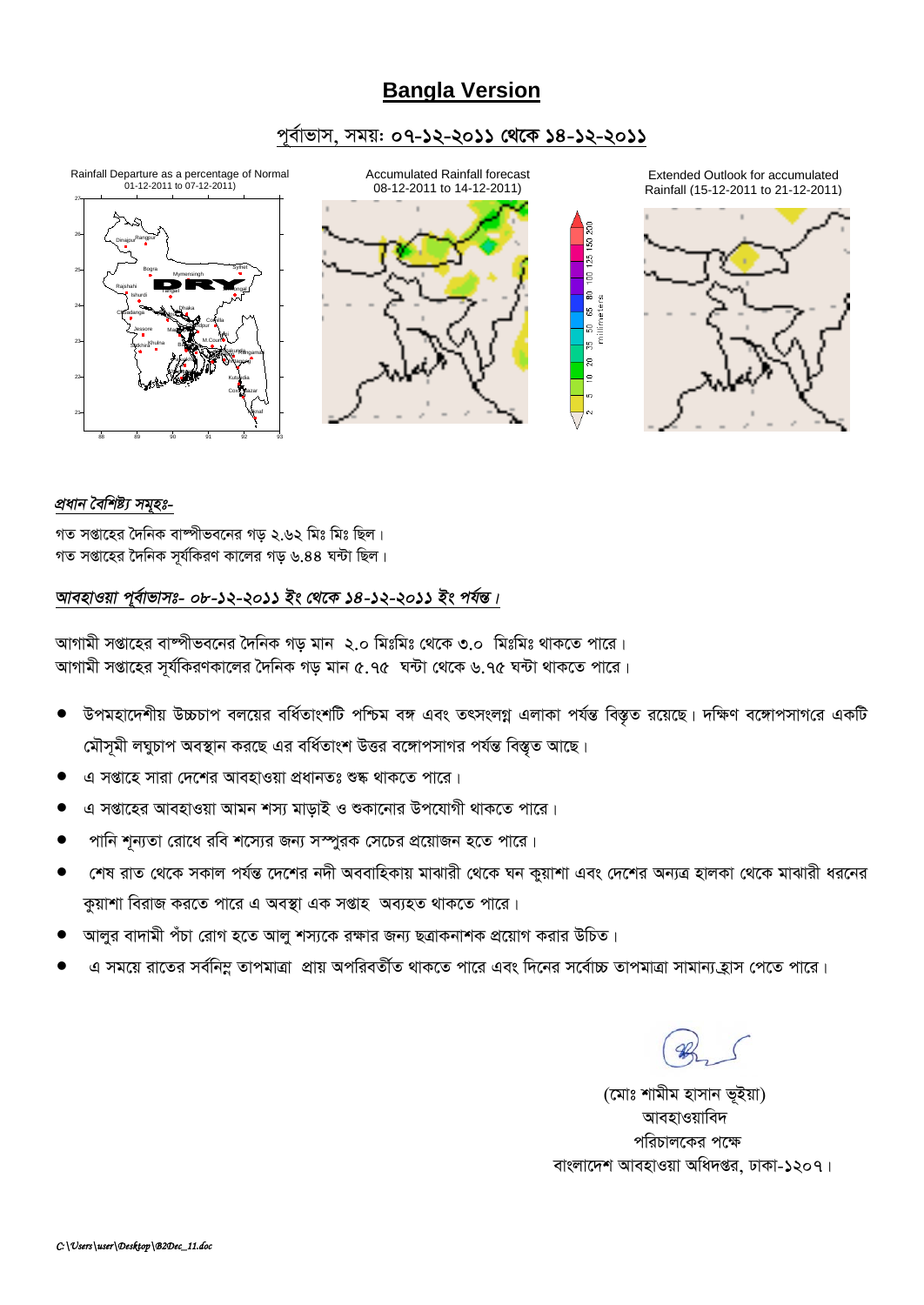# Bangla Version

## পূর্বাভাস, সময়: ০৭-১২-২০১১ থেকে ১৪-১২-২০১১

Rainfall Departure as a percentage of Normal
01-12-2011 to 07-12-2011)

DRY

Accumulated Rainfall forecast
08-12-2011 to 14-12-2011)

millimeters
2 5 10 20 35 50 65 80 100 125 150 200

Extended Outlook for accumulated
Rainfall (15-12-2011 to 21-12-2011)

*প্রধান বৈশিষ্ট্য সমূহঃ-*

গত সপ্তাহের দৈনিক বাষ্পীভবনের গড় ২.৬২ মিঃ মিঃ ছিল।
গত সপ্তাহের দৈনিক সূর্যকিরণ কালের গড় ৬.৪৪ ঘন্টা ছিল।

*আবহাওয়া পূর্বাভাসঃ- ০৮-১২-২০১১ ইং থেকে ১৪-১২-২০১১ ইং পর্যন্ত।*

আগামী সপ্তাহের বাষ্পীভবনের দৈনিক গড় মান ২.০ মিঃমিঃ থেকে ৩.০ মিঃমিঃ থাকতে পারে।
আগামী সপ্তাহের সূর্যকিরণকালের দৈনিক গড় মান ৫.৭৫ ঘন্টা থেকে ৬.৭৫ ঘন্টা থাকতে পারে।

- উপমহাদেশীয় উচ্চচাপ বলয়ের বর্ধিতাংশটি পশ্চিম বঙ্গ এবং তৎসংলগ্ন এলাকা পর্যন্ত বিস্তৃত রয়েছে। দক্ষিণ বঙ্গোপসাগরে একটি মৌসুমী লঘুচাপ অবস্থান করছে এর বর্ধিতাংশ উত্তর বঙ্গোপসাগর পর্যন্ত বিস্তৃত আছে।
- এ সপ্তাহে সারা দেশের আবহাওয়া প্রধানতঃ শুষ্ক থাকতে পারে।
- এ সপ্তাহের আবহাওয়া আমন শস্য মাড়াই ও শুকানোর উপযোগী থাকতে পারে।
- পানি শূন্যতা রোধে রবি শস্যের জন্য সম্পুরক সেচের প্রয়োজন হতে পারে।
- শেষ রাত থেকে সকাল পর্যন্ত দেশের নদী অববাহিকায় মাঝারী থেকে ঘন কুয়াশা এবং দেশের অন্যত্র হালকা থেকে মাঝারী ধরনের কুয়াশা বিরাজ করতে পারে এ অবস্থা এক সপ্তাহ অব্যহত থাকতে পারে।
- আলুর বাদামী পঁচা রোগ হতে আলু শস্যকে রক্ষার জন্য ছত্রাকনাশক প্রয়োগ করার উচিত।
- এ সময়ে রাতের সর্বনিম্ন তাপমাত্রা প্রায় অপরিবর্তীত থাকতে পারে এবং দিনের সর্বোচ্চ তাপমাত্রা সামান্য হ্রাস পেতে পারে।

(মোঃ শামীম হাসান ভূইয়া)
আবহাওয়াবিদ
পরিচালকের পক্ষে
বাংলাদেশ আবহাওয়া অধিদপ্তর, ঢাকা-১২০৭।

*C:\Users\user\Desktop\B2Dec_11.doc*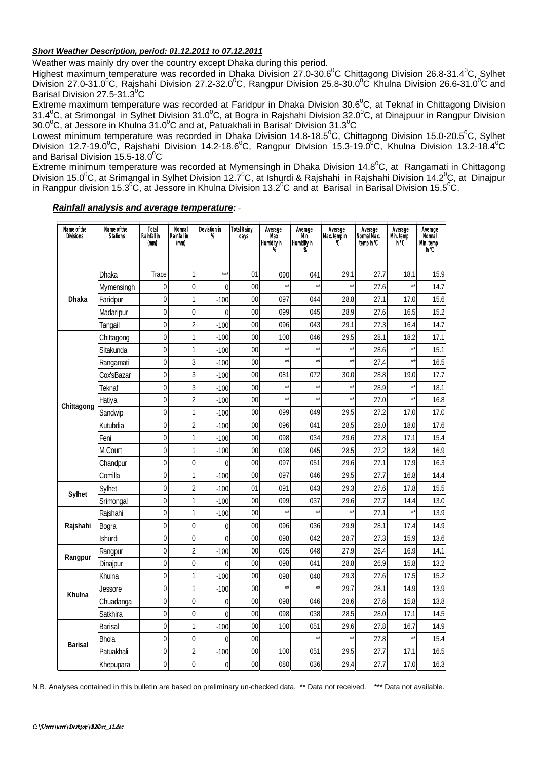***Short Weather Description, period: 01.12.2011 to 07.12.2011***

Weather was mainly dry over the country except Dhaka during this period.

Highest maximum temperature was recorded in Dhaka Division 27.0-30.6$^0$C Chittagong Division 26.8-31.4$^0$C, Sylhet Division 27.0-31.0$^0$C, Rajshahi Division 27.2-32.0$^0$C, Rangpur Division 25.8-30.0$^0$C Khulna Division 26.6-31.0$^0$C and Barisal Division 27.5-31.3$^0$C

Extreme maximum temperature was recorded at Faridpur in Dhaka Division 30.6$^0$C, at Teknaf in Chittagong Division 31.4$^0$C, at Srimongal in Sylhet Division 31.0$^0$C, at Bogra in Rajshahi Division 32.0$^0$C, at Dinajpuur in Rangpur Division 30.0$^0$C, at Jessore in Khulna 31.0$^0$C and at, Patuakhali in Barisal Division 31.3$^0$C

Lowest minimum temperature was recorded in Dhaka Division 14.8-18.5$^0$C, Chittagong Division 15.0-20.5$^0$C, Sylhet Division 12.7-19.0$^0$C, Rajshahi Division 14.2-18.6$^0$C, Rangpur Division 15.3-19.0$^0$C, Khulna Division 13.2-18.4$^0$C and Barisal Division 15.5-18.0$^0$C.

Extreme minimum temperature was recorded at Mymensingh in Dhaka Division 14.8$^0$C, at Rangamati in Chittagong Division 15.0$^0$C, at Srimangal in Sylhet Division 12.7$^0$C, at Ishurdi & Rajshahi in Rajshahi Division 14.2$^0$C, at Dinajpur in Rangpur division 15.3$^0$C, at Jessore in Khulna Division 13.2$^0$C and at Barisal in Barisal Division 15.5$^0$C.

***Rainfall analysis and average temperature:*** -

| Name of the Divisions | Name of the Stations | Total Rainfall in (mm) | Normal Rainfall in (mm) | Deviation in % | Total Rainy days | Average Max Humidity in % | Average Min Humidity in % | Average Max. temp in ℃ | Average Normal Max. temp in ℃ | Average Min. temp in °C | Average Normal Min. temp in ℃ |
|---|---|---|---|---|---|---|---|---|---|---|---|
| Dhaka | Dhaka | Trace | 1 | *** | 01 | 090 | 041 | 29.1 | 27.7 | 18.1 | 15.9 |
| | Mymensingh | 0 | 0 | 0 | 00 | ** | ** | ** | 27.6 | ** | 14.7 |
| | Faridpur | 0 | 1 | -100 | 00 | 097 | 044 | 28.8 | 27.1 | 17.0 | 15.6 |
| | Madaripur | 0 | 0 | 0 | 00 | 099 | 045 | 28.9 | 27.6 | 16.5 | 15.2 |
| | Tangail | 0 | 2 | -100 | 00 | 096 | 043 | 29.1 | 27.3 | 16.4 | 14.7 |
| Chittagong | Chittagong | 0 | 1 | -100 | 00 | 100 | 046 | 29.5 | 28.1 | 18.2 | 17.1 |
| | Sitakunda | 0 | 1 | -100 | 00 | ** | ** | ** | 28.6 | ** | 15.1 |
| | Rangamati | 0 | 3 | -100 | 00 | ** | ** | ** | 27.4 | ** | 16.5 |
| | Cox'sBazar | 0 | 3 | -100 | 00 | 081 | 072 | 30.0 | 28.8 | 19.0 | 17.7 |
| | Teknaf | 0 | 3 | -100 | 00 | ** | ** | ** | 28.9 | ** | 18.1 |
| | Hatiya | 0 | 2 | -100 | 00 | ** | ** | ** | 27.0 | ** | 16.8 |
| | Sandwip | 0 | 1 | -100 | 00 | 099 | 049 | 29.5 | 27.2 | 17.0 | 17.0 |
| | Kutubdia | 0 | 2 | -100 | 00 | 096 | 041 | 28.5 | 28.0 | 18.0 | 17.6 |
| | Feni | 0 | 1 | -100 | 00 | 098 | 034 | 29.6 | 27.8 | 17.1 | 15.4 |
| | M.Court | 0 | 1 | -100 | 00 | 098 | 045 | 28.5 | 27.2 | 18.8 | 16.9 |
| | Chandpur | 0 | 0 | 0 | 00 | 097 | 051 | 29.6 | 27.1 | 17.9 | 16.3 |
| | Comilla | 0 | 1 | -100 | 00 | 097 | 046 | 29.5 | 27.7 | 16.8 | 14.4 |
| Sylhet | Sylhet | 0 | 2 | -100 | 01 | 091 | 043 | 29.3 | 27.6 | 17.8 | 15.5 |
| | Srimongal | 0 | 1 | -100 | 00 | 099 | 037 | 29.6 | 27.7 | 14.4 | 13.0 |
| Rajshahi | Rajshahi | 0 | 1 | -100 | 00 | ** | ** | ** | 27.1 | ** | 13.9 |
| | Bogra | 0 | 0 | 0 | 00 | 096 | 036 | 29.9 | 28.1 | 17.4 | 14.9 |
| | Ishurdi | 0 | 0 | 0 | 00 | 098 | 042 | 28.7 | 27.3 | 15.9 | 13.6 |
| Rangpur | Rangpur | 0 | 2 | -100 | 00 | 095 | 048 | 27.9 | 26.4 | 16.9 | 14.1 |
| | Dinajpur | 0 | 0 | 0 | 00 | 098 | 041 | 28.8 | 26.9 | 15.8 | 13.2 |
| Khulna | Khulna | 0 | 1 | -100 | 00 | 098 | 040 | 29.3 | 27.6 | 17.5 | 15.2 |
| | Jessore | 0 | 1 | -100 | 00 | ** | ** | 29.7 | 28.1 | 14.9 | 13.9 |
| | Chuadanga | 0 | 0 | 0 | 00 | 098 | 046 | 28.6 | 27.6 | 15.8 | 13.8 |
| | Satkhira | 0 | 0 | 0 | 00 | 098 | 038 | 28.5 | 28.0 | 17.1 | 14.5 |
| Barisal | Barisal | 0 | 1 | -100 | 00 | 100 | 051 | 29.6 | 27.8 | 16.7 | 14.9 |
| | Bhola | 0 | 0 | 0 | 00 | | ** | ** | 27.8 | ** | 15.4 |
| | Patuakhali | 0 | 2 | -100 | 00 | 100 | 051 | 29.5 | 27.7 | 17.1 | 16.5 |
| | Khepupara | 0 | 0 | 0 | 00 | 080 | 036 | 29.4 | 27.7 | 17.0 | 16.3 |

N.B. Analyses contained in this bulletin are based on preliminary un-checked data. ** Data not received. *** Data not available.

*C:\Users\user\Desktop\B2Dec_11.doc*